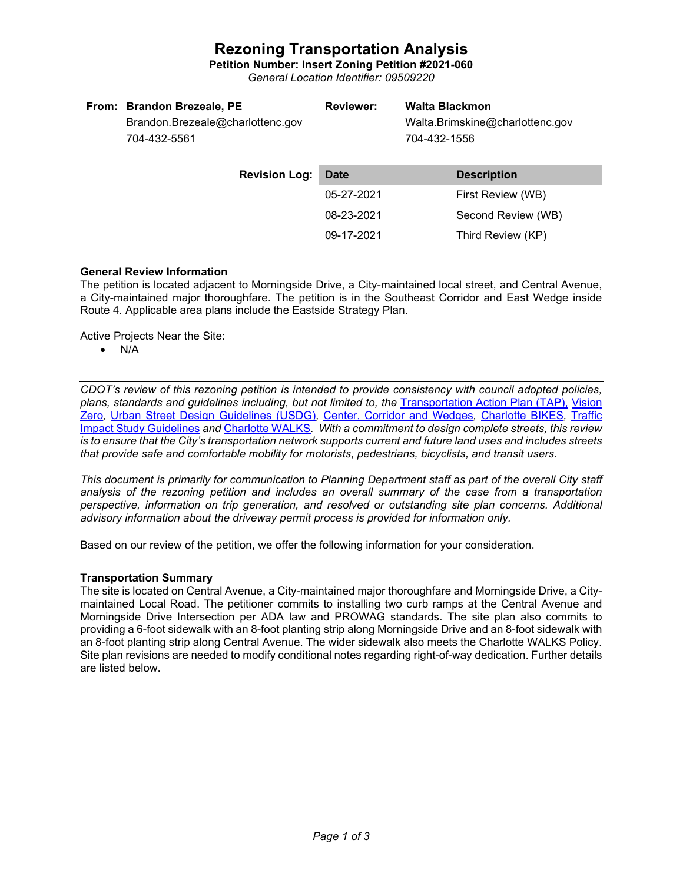# Rezoning Transportation Analysis

**Petition Number: Insert Zoning Petition #2021-060**

*General Location Identifier: 09509220*

**From:** **Brandon Brezeale, PE**
Brandon.Brezeale@charlottenc.gov
704-432-5561

**Reviewer:** **Walta Blackmon**
Walta.Brimskine@charlottenc.gov
704-432-1556

**Revision Log:**

| Date | Description |
|---|---|
| 05-27-2021 | First Review (WB) |
| 08-23-2021 | Second Review (WB) |
| 09-17-2021 | Third Review (KP) |

### General Review Information

The petition is located adjacent to Morningside Drive, a City-maintained local street, and Central Avenue, a City-maintained major thoroughfare. The petition is in the Southeast Corridor and East Wedge inside Route 4. Applicable area plans include the Eastside Strategy Plan.

Active Projects Near the Site:

- N/A

---

*CDOT's review of this rezoning petition is intended to provide consistency with council adopted policies, plans, standards and guidelines including, but not limited to, the Transportation Action Plan (TAP), Vision Zero, Urban Street Design Guidelines (USDG), Center, Corridor and Wedges, Charlotte BIKES, Traffic Impact Study Guidelines and Charlotte WALKS. With a commitment to design complete streets, this review is to ensure that the City's transportation network supports current and future land uses and includes streets that provide safe and comfortable mobility for motorists, pedestrians, bicyclists, and transit users.*

*This document is primarily for communication to Planning Department staff as part of the overall City staff analysis of the rezoning petition and includes an overall summary of the case from a transportation perspective, information on trip generation, and resolved or outstanding site plan concerns. Additional advisory information about the driveway permit process is provided for information only.*

---

Based on our review of the petition, we offer the following information for your consideration.

### Transportation Summary

The site is located on Central Avenue, a City-maintained major thoroughfare and Morningside Drive, a City-maintained Local Road. The petitioner commits to installing two curb ramps at the Central Avenue and Morningside Drive Intersection per ADA law and PROWAG standards. The site plan also commits to providing a 6-foot sidewalk with an 8-foot planting strip along Morningside Drive and an 8-foot sidewalk with an 8-foot planting strip along Central Avenue. The wider sidewalk also meets the Charlotte WALKS Policy. Site plan revisions are needed to modify conditional notes regarding right-of-way dedication. Further details are listed below.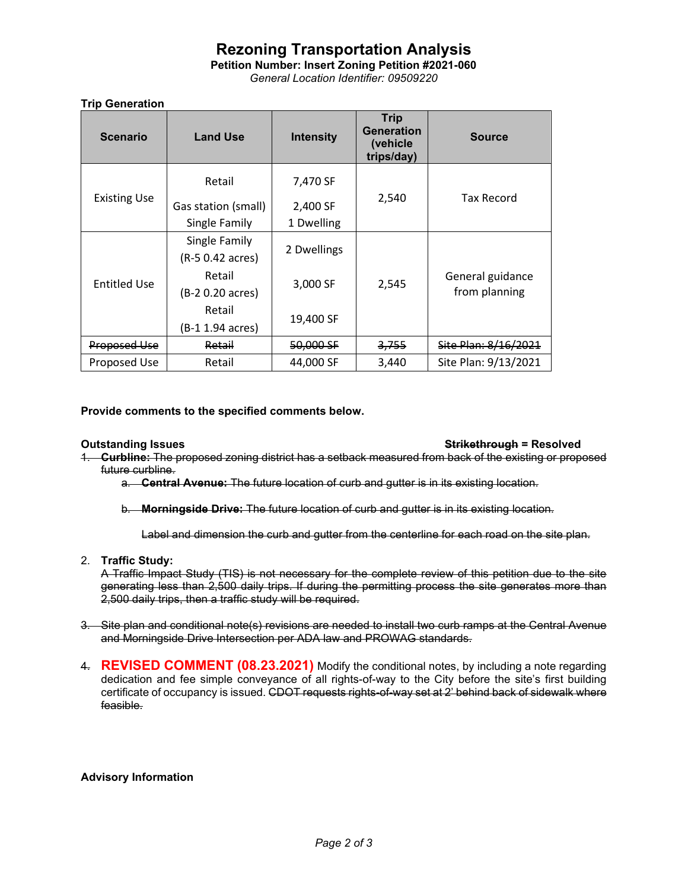# Rezoning Transportation Analysis

**Petition Number: Insert Zoning Petition #2021-060**

*General Location Identifier: 09509220*

**Trip Generation**

| Scenario | Land Use | Intensity | Trip Generation (vehicle trips/day) | Source |
|---|---|---|---|---|
| Existing Use | Retail<br>Gas station (small)<br>Single Family | 7,470 SF<br>2,400 SF<br>1 Dwelling | 2,540 | Tax Record |
| Entitled Use | Single Family (R-5 0.42 acres)<br>Retail (B-2 0.20 acres)<br>Retail (B-1 1.94 acres) | 2 Dwellings<br>3,000 SF<br>19,400 SF | 2,545 | General guidance from planning |
| ~~Proposed Use~~ | ~~Retail~~ | ~~50,000 SF~~ | ~~3,755~~ | ~~Site Plan: 8/16/2021~~ |
| Proposed Use | Retail | 44,000 SF | 3,440 | Site Plan: 9/13/2021 |

**Provide comments to the specified comments below.**

**Outstanding Issues** **~~Strikethrough~~ = Resolved**

1. ~~**Curbline:** The proposed zoning district has a setback measured from back of the existing or proposed future curbline.~~
   a. ~~**Central Avenue:** The future location of curb and gutter is in its existing location.~~
   b. ~~**Morningside Drive:** The future location of curb and gutter is in its existing location.~~

   ~~Label and dimension the curb and gutter from the centerline for each road on the site plan.~~

2. **Traffic Study:**
   ~~A Traffic Impact Study (TIS) is not necessary for the complete review of this petition due to the site generating less than 2,500 daily trips. If during the permitting process the site generates more than 2,500 daily trips, then a traffic study will be required.~~

3. ~~Site plan and conditional note(s) revisions are needed to install two curb ramps at the Central Avenue and Morningside Drive Intersection per ADA law and PROWAG standards.~~

4. **REVISED COMMENT (08.23.2021)** Modify the conditional notes, by including a note regarding dedication and fee simple conveyance of all rights-of-way to the City before the site's first building certificate of occupancy is issued. ~~CDOT requests rights-of-way set at 2' behind back of sidewalk where feasible.~~

**Advisory Information**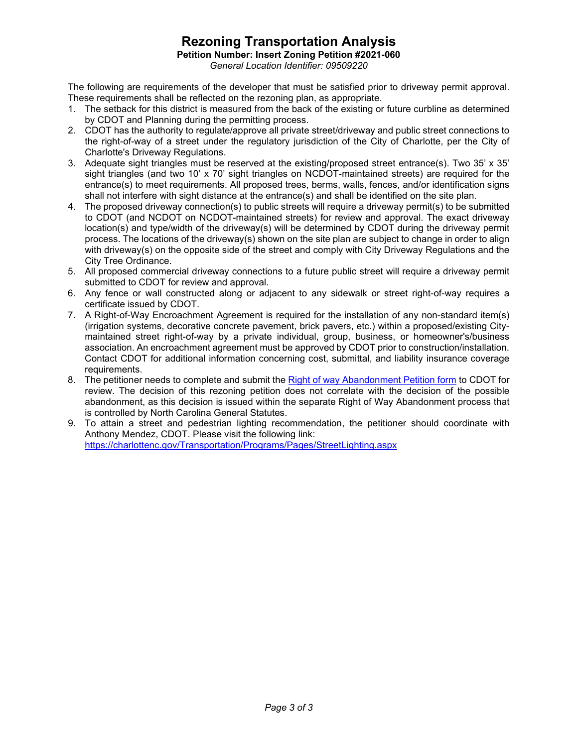# Rezoning Transportation Analysis

**Petition Number: Insert Zoning Petition #2021-060**

*General Location Identifier: 09509220*

The following are requirements of the developer that must be satisfied prior to driveway permit approval. These requirements shall be reflected on the rezoning plan, as appropriate.

1. The setback for this district is measured from the back of the existing or future curbline as determined by CDOT and Planning during the permitting process.
2. CDOT has the authority to regulate/approve all private street/driveway and public street connections to the right-of-way of a street under the regulatory jurisdiction of the City of Charlotte, per the City of Charlotte's Driveway Regulations.
3. Adequate sight triangles must be reserved at the existing/proposed street entrance(s). Two 35' x 35' sight triangles (and two 10' x 70' sight triangles on NCDOT-maintained streets) are required for the entrance(s) to meet requirements. All proposed trees, berms, walls, fences, and/or identification signs shall not interfere with sight distance at the entrance(s) and shall be identified on the site plan.
4. The proposed driveway connection(s) to public streets will require a driveway permit(s) to be submitted to CDOT (and NCDOT on NCDOT-maintained streets) for review and approval. The exact driveway location(s) and type/width of the driveway(s) will be determined by CDOT during the driveway permit process. The locations of the driveway(s) shown on the site plan are subject to change in order to align with driveway(s) on the opposite side of the street and comply with City Driveway Regulations and the City Tree Ordinance.
5. All proposed commercial driveway connections to a future public street will require a driveway permit submitted to CDOT for review and approval.
6. Any fence or wall constructed along or adjacent to any sidewalk or street right-of-way requires a certificate issued by CDOT.
7. A Right-of-Way Encroachment Agreement is required for the installation of any non-standard item(s) (irrigation systems, decorative concrete pavement, brick pavers, etc.) within a proposed/existing City-maintained street right-of-way by a private individual, group, business, or homeowner's/business association. An encroachment agreement must be approved by CDOT prior to construction/installation. Contact CDOT for additional information concerning cost, submittal, and liability insurance coverage requirements.
8. The petitioner needs to complete and submit the Right of way Abandonment Petition form to CDOT for review. The decision of this rezoning petition does not correlate with the decision of the possible abandonment, as this decision is issued within the separate Right of Way Abandonment process that is controlled by North Carolina General Statutes.
9. To attain a street and pedestrian lighting recommendation, the petitioner should coordinate with Anthony Mendez, CDOT. Please visit the following link: https://charlottenc.gov/Transportation/Programs/Pages/StreetLighting.aspx